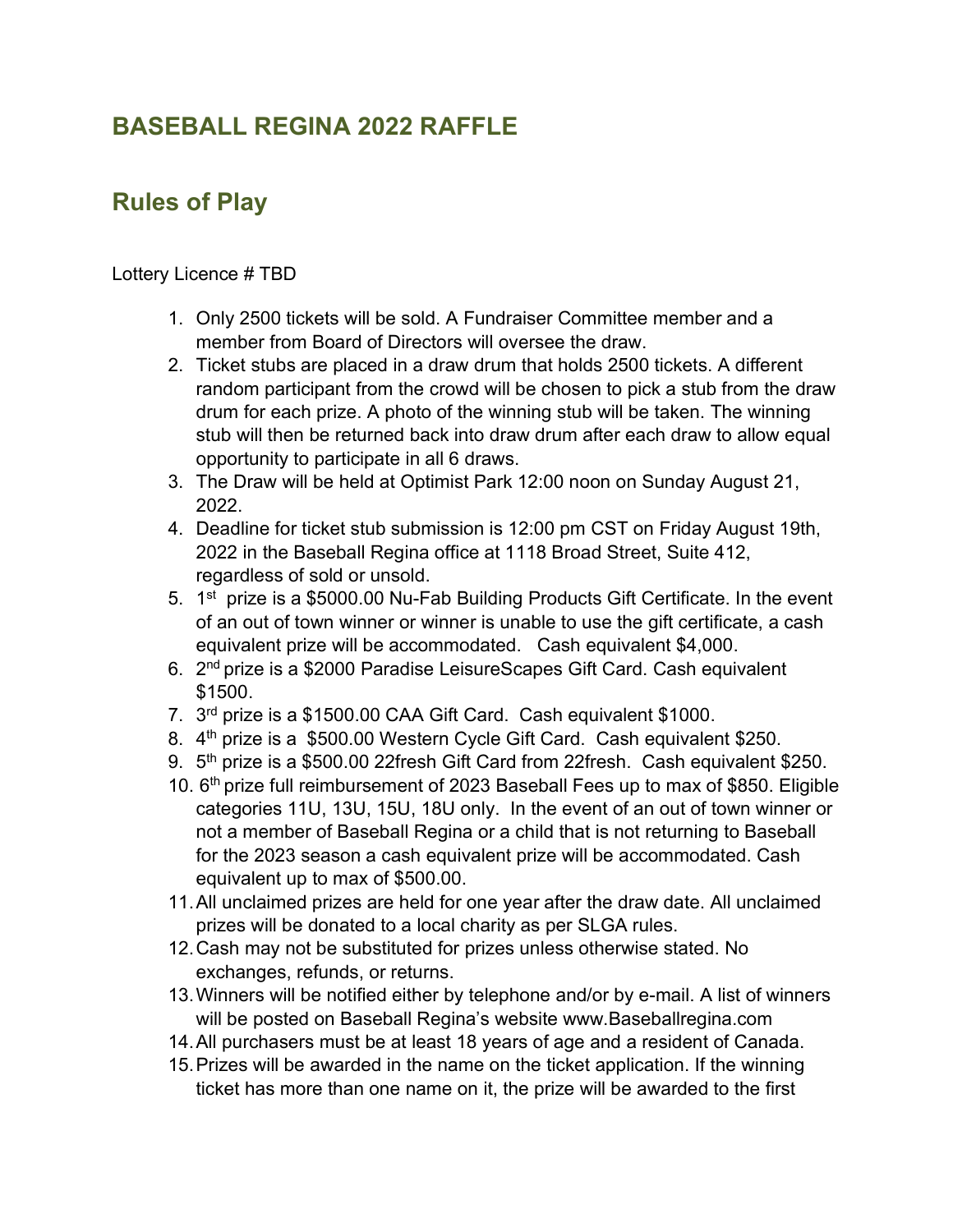## BASEBALL REGINA 2022 RAFFLE

## Rules of Play

Lottery Licence # TBD

1. Only 2500 tickets will be sold. A Fundraiser Committee member and a member from Board of Directors will oversee the draw.
2. Ticket stubs are placed in a draw drum that holds 2500 tickets. A different random participant from the crowd will be chosen to pick a stub from the draw drum for each prize. A photo of the winning stub will be taken. The winning stub will then be returned back into draw drum after each draw to allow equal opportunity to participate in all 6 draws.
3. The Draw will be held at Optimist Park 12:00 noon on Sunday August 21, 2022.
4. Deadline for ticket stub submission is 12:00 pm CST on Friday August 19th, 2022 in the Baseball Regina office at 1118 Broad Street, Suite 412, regardless of sold or unsold.
5. 1st prize is a $5000.00 Nu-Fab Building Products Gift Certificate. In the event of an out of town winner or winner is unable to use the gift certificate, a cash equivalent prize will be accommodated. Cash equivalent $4,000.
6. 2nd prize is a $2000 Paradise LeisureScapes Gift Card. Cash equivalent $1500.
7. 3rd prize is a $1500.00 CAA Gift Card. Cash equivalent $1000.
8. 4th prize is a $500.00 Western Cycle Gift Card. Cash equivalent $250.
9. 5th prize is a $500.00 22fresh Gift Card from 22fresh. Cash equivalent $250.
10. 6th prize full reimbursement of 2023 Baseball Fees up to max of $850. Eligible categories 11U, 13U, 15U, 18U only. In the event of an out of town winner or not a member of Baseball Regina or a child that is not returning to Baseball for the 2023 season a cash equivalent prize will be accommodated. Cash equivalent up to max of $500.00.
11. All unclaimed prizes are held for one year after the draw date. All unclaimed prizes will be donated to a local charity as per SLGA rules.
12. Cash may not be substituted for prizes unless otherwise stated. No exchanges, refunds, or returns.
13. Winners will be notified either by telephone and/or by e-mail. A list of winners will be posted on Baseball Regina's website www.Baseballregina.com
14. All purchasers must be at least 18 years of age and a resident of Canada.
15. Prizes will be awarded in the name on the ticket application. If the winning ticket has more than one name on it, the prize will be awarded to the first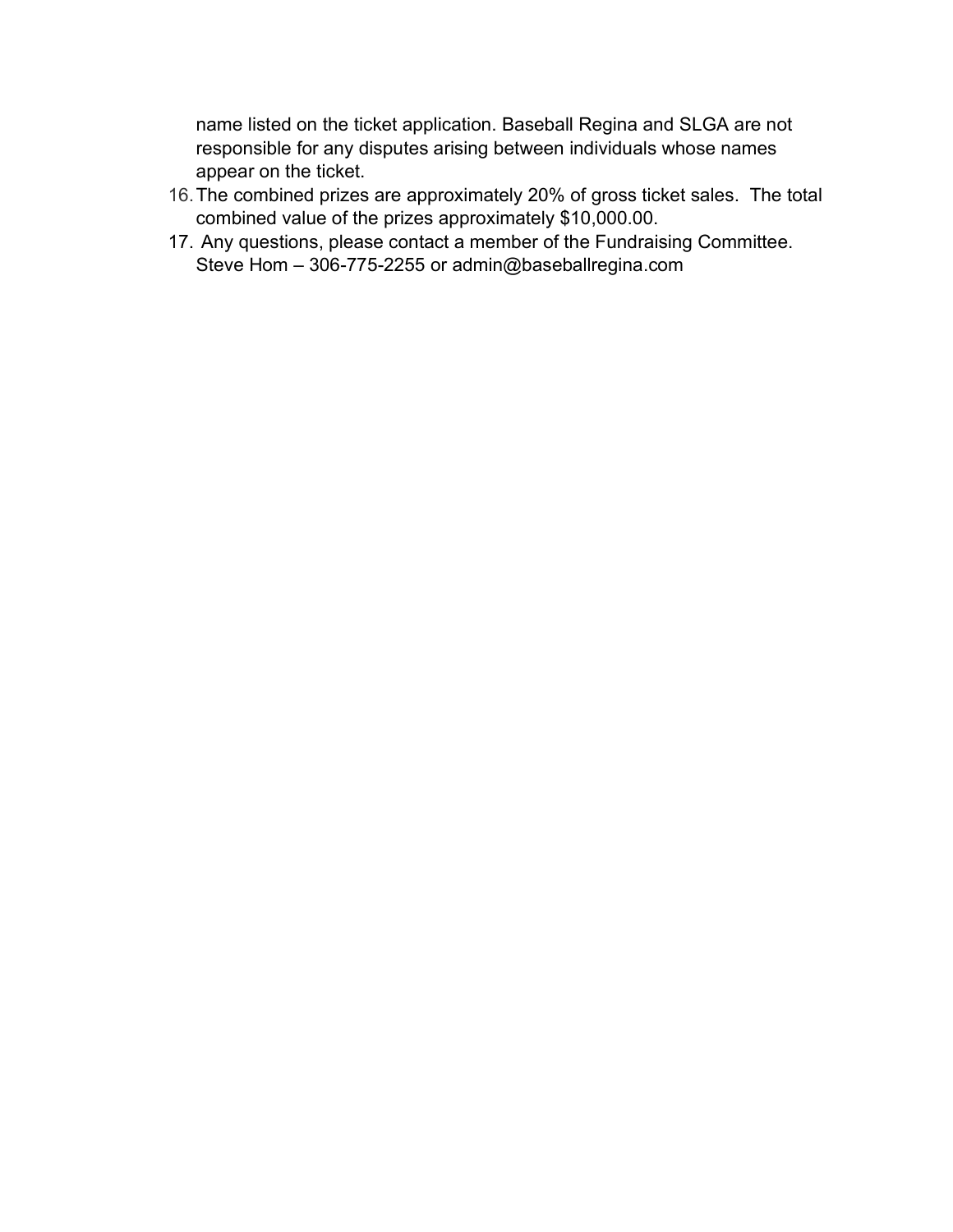name listed on the ticket application. Baseball Regina and SLGA are not responsible for any disputes arising between individuals whose names appear on the ticket.

16. The combined prizes are approximately 20% of gross ticket sales. The total combined value of the prizes approximately $10,000.00.
17. Any questions, please contact a member of the Fundraising Committee. Steve Hom – 306-775-2255 or admin@baseballregina.com